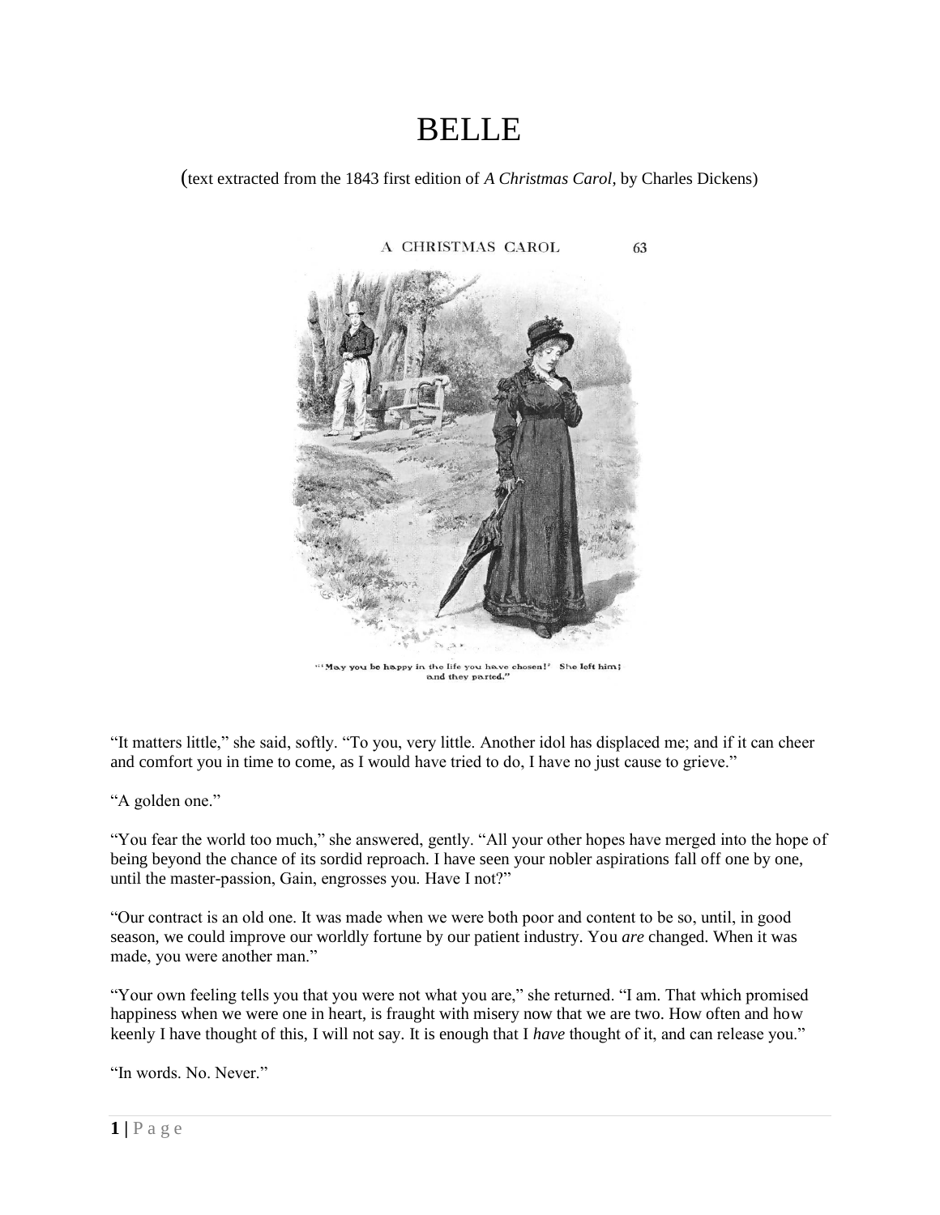# BELLE

(text extracted from the 1843 first edition of *A Christmas Carol*, by Charles Dickens)

"'May you be happy in the life you have chosen!' She left him; and they parted."

"It matters little," she said, softly. "To you, very little. Another idol has displaced me; and if it can cheer and comfort you in time to come, as I would have tried to do, I have no just cause to grieve."

"A golden one."

"You fear the world too much," she answered, gently. "All your other hopes have merged into the hope of being beyond the chance of its sordid reproach. I have seen your nobler aspirations fall off one by one, until the master-passion, Gain, engrosses you. Have I not?"

"Our contract is an old one. It was made when we were both poor and content to be so, until, in good season, we could improve our worldly fortune by our patient industry. You *are* changed. When it was made, you were another man."

"Your own feeling tells you that you were not what you are," she returned. "I am. That which promised happiness when we were one in heart, is fraught with misery now that we are two. How often and how keenly I have thought of this, I will not say. It is enough that I *have* thought of it, and can release you."

"In words. No. Never."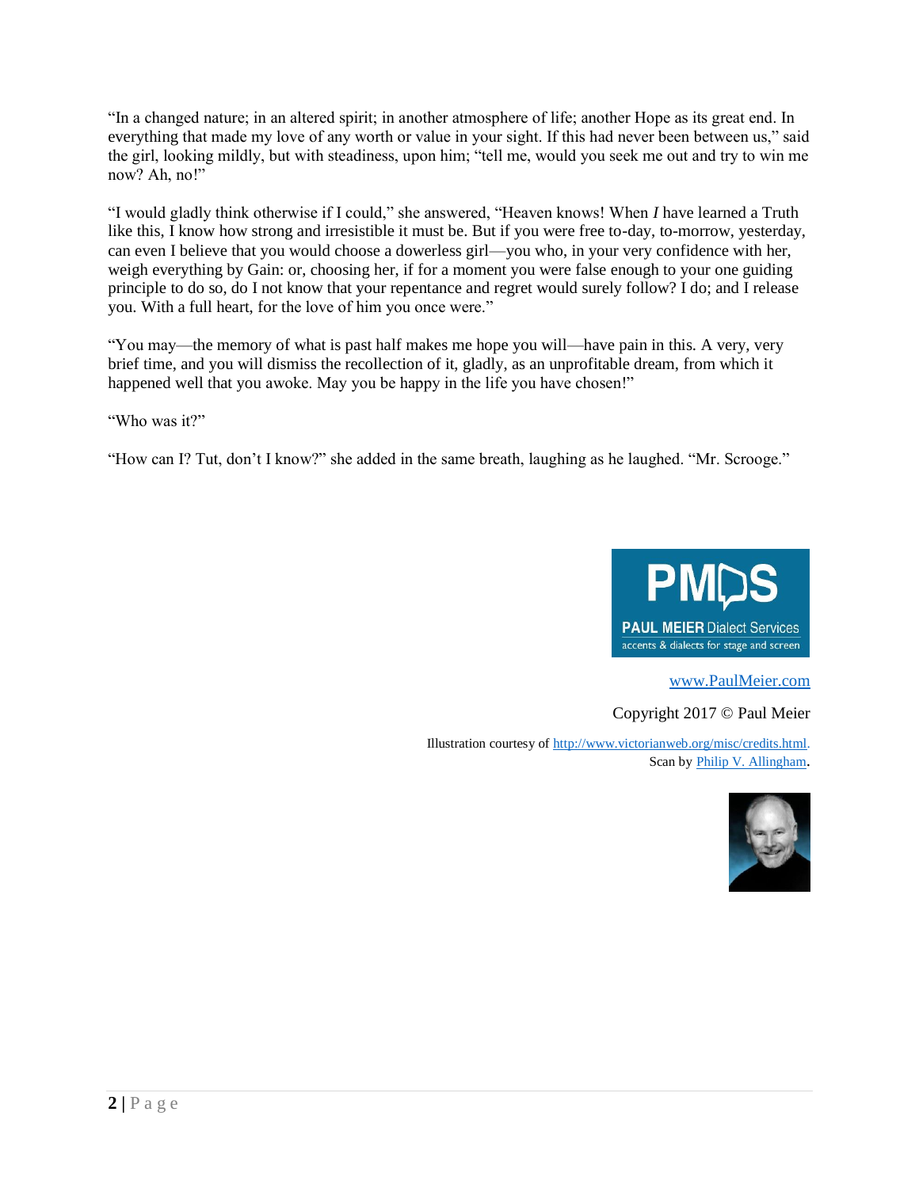"In a changed nature; in an altered spirit; in another atmosphere of life; another Hope as its great end. In everything that made my love of any worth or value in your sight. If this had never been between us," said the girl, looking mildly, but with steadiness, upon him; "tell me, would you seek me out and try to win me now? Ah, no!"

"I would gladly think otherwise if I could," she answered, "Heaven knows! When *I* have learned a Truth like this, I know how strong and irresistible it must be. But if you were free to-day, to-morrow, yesterday, can even I believe that you would choose a dowerless girl—you who, in your very confidence with her, weigh everything by Gain: or, choosing her, if for a moment you were false enough to your one guiding principle to do so, do I not know that your repentance and regret would surely follow? I do; and I release you. With a full heart, for the love of him you once were."

"You may—the memory of what is past half makes me hope you will—have pain in this. A very, very brief time, and you will dismiss the recollection of it, gladly, as an unprofitable dream, from which it happened well that you awoke. May you be happy in the life you have chosen!"

"Who was it?"

"How can I? Tut, don't I know?" she added in the same breath, laughing as he laughed. "Mr. Scrooge."

PMDS
PAUL MEIER Dialect Services
accents & dialects for stage and screen

[www.PaulMeier.com](http://www.PaulMeier.com)

Copyright 2017 © Paul Meier

Illustration courtesy of [http://www.victorianweb.org/misc/credits.html](http://www.victorianweb.org/misc/credits.html).
Scan by Philip V. Allingham.